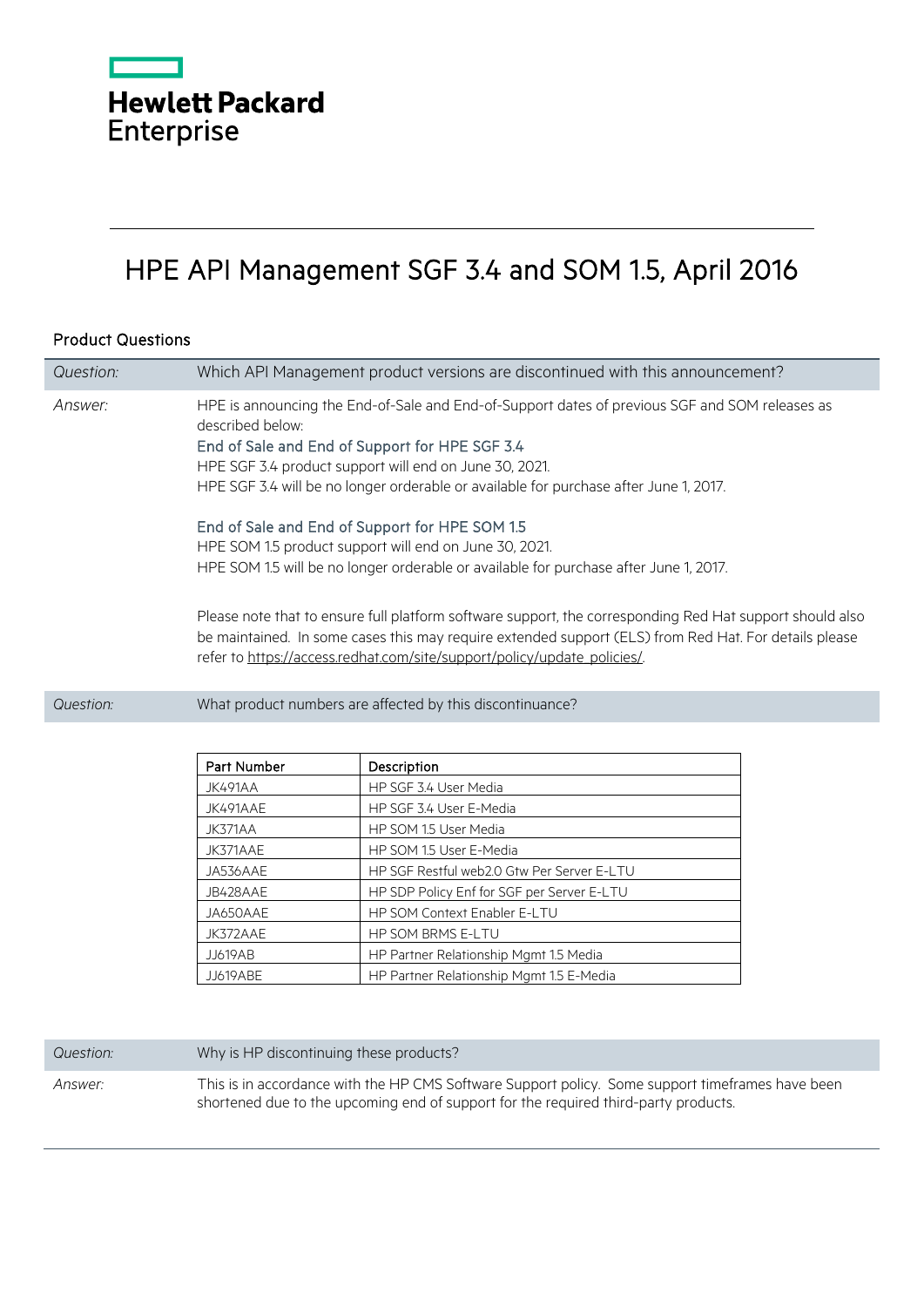Hewlett Packard Enterprise

# HPE API Management SGF 3.4 and SOM 1.5, April 2016

## Product Questions

| | |
|---|---|
| *Question:* | Which API Management product versions are discontinued with this announcement? |

*Answer:*

HPE is announcing the End-of-Sale and End-of-Support dates of previous SGF and SOM releases as described below:

**End of Sale and End of Support for HPE SGF 3.4**

HPE SGF 3.4 product support will end on June 30, 2021.
HPE SGF 3.4 will be no longer orderable or available for purchase after June 1, 2017.

**End of Sale and End of Support for HPE SOM 1.5**

HPE SOM 1.5 product support will end on June 30, 2021.
HPE SOM 1.5 will be no longer orderable or available for purchase after June 1, 2017.

Please note that to ensure full platform software support, the corresponding Red Hat support should also be maintained. In some cases this may require extended support (ELS) from Red Hat. For details please refer to https://access.redhat.com/site/support/policy/update_policies/.

| | |
|---|---|
| *Question:* | What product numbers are affected by this discontinuance? |

| Part Number | Description |
|---|---|
| JK491AA | HP SGF 3.4 User Media |
| JK491AAE | HP SGF 3.4 User E-Media |
| JK371AA | HP SOM 1.5 User Media |
| JK371AAE | HP SOM 1.5 User E-Media |
| JA536AAE | HP SGF Restful web2.0 Gtw Per Server E-LTU |
| JB428AAE | HP SDP Policy Enf for SGF per Server E-LTU |
| JA650AAE | HP SOM Context Enabler E-LTU |
| JK372AAE | HP SOM BRMS E-LTU |
| JJ619AB | HP Partner Relationship Mgmt 1.5 Media |
| JJ619ABE | HP Partner Relationship Mgmt 1.5 E-Media |

| | |
|---|---|
| *Question:* | Why is HP discontinuing these products? |
| *Answer:* | This is in accordance with the HP CMS Software Support policy. Some support timeframes have been shortened due to the upcoming end of support for the required third-party products. |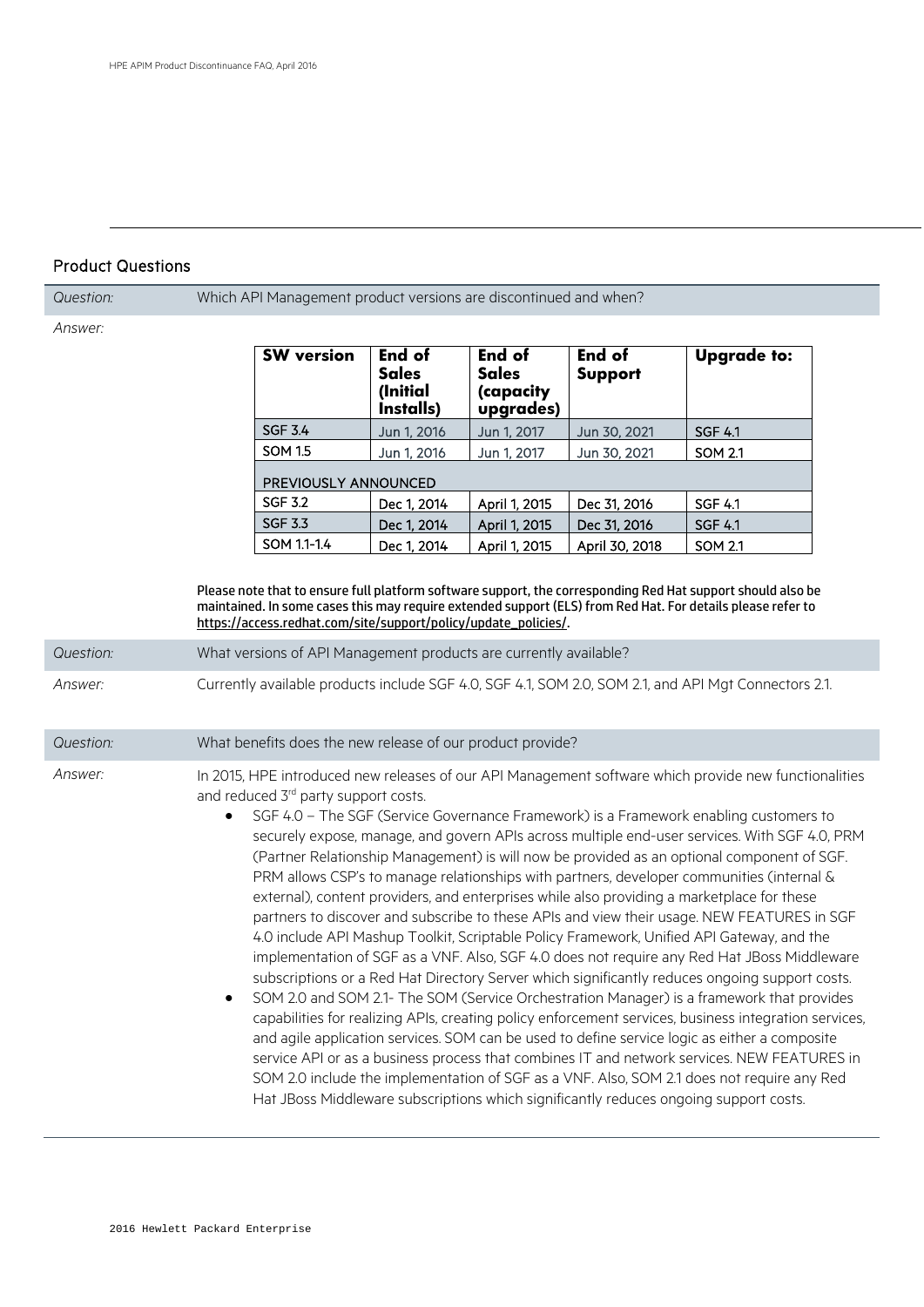## Product Questions

*Question:* Which API Management product versions are discontinued and when?

*Answer:*

| SW version | End of Sales (Initial Installs) | End of Sales (capacity upgrades) | End of Support | Upgrade to: |
|---|---|---|---|---|
| SGF 3.4 | Jun 1, 2016 | Jun 1, 2017 | Jun 30, 2021 | SGF 4.1 |
| SOM 1.5 | Jun 1, 2016 | Jun 1, 2017 | Jun 30, 2021 | SOM 2.1 |
| PREVIOUSLY ANNOUNCED | | | | |
| SGF 3.2 | Dec 1, 2014 | April 1, 2015 | Dec 31, 2016 | SGF 4.1 |
| SGF 3.3 | Dec 1, 2014 | April 1, 2015 | Dec 31, 2016 | SGF 4.1 |
| SOM 1.1-1.4 | Dec 1, 2014 | April 1, 2015 | April 30, 2018 | SOM 2.1 |

Please note that to ensure full platform software support, the corresponding Red Hat support should also be maintained. In some cases this may require extended support (ELS) from Red Hat. For details please refer to https://access.redhat.com/site/support/policy/update_policies/.

*Question:* What versions of API Management products are currently available?

*Answer:* Currently available products include SGF 4.0, SGF 4.1, SOM 2.0, SOM 2.1, and API Mgt Connectors 2.1.

*Question:* What benefits does the new release of our product provide?

*Answer:* In 2015, HPE introduced new releases of our API Management software which provide new functionalities and reduced 3rd party support costs.

- SGF 4.0 – The SGF (Service Governance Framework) is a Framework enabling customers to securely expose, manage, and govern APIs across multiple end-user services. With SGF 4.0, PRM (Partner Relationship Management) is will now be provided as an optional component of SGF. PRM allows CSP's to manage relationships with partners, developer communities (internal & external), content providers, and enterprises while also providing a marketplace for these partners to discover and subscribe to these APIs and view their usage. NEW FEATURES in SGF 4.0 include API Mashup Toolkit, Scriptable Policy Framework, Unified API Gateway, and the implementation of SGF as a VNF. Also, SGF 4.0 does not require any Red Hat JBoss Middleware subscriptions or a Red Hat Directory Server which significantly reduces ongoing support costs.
- SOM 2.0 and SOM 2.1- The SOM (Service Orchestration Manager) is a framework that provides capabilities for realizing APIs, creating policy enforcement services, business integration services, and agile application services. SOM can be used to define service logic as either a composite service API or as a business process that combines IT and network services. NEW FEATURES in SOM 2.0 include the implementation of SGF as a VNF. Also, SOM 2.1 does not require any Red Hat JBoss Middleware subscriptions which significantly reduces ongoing support costs.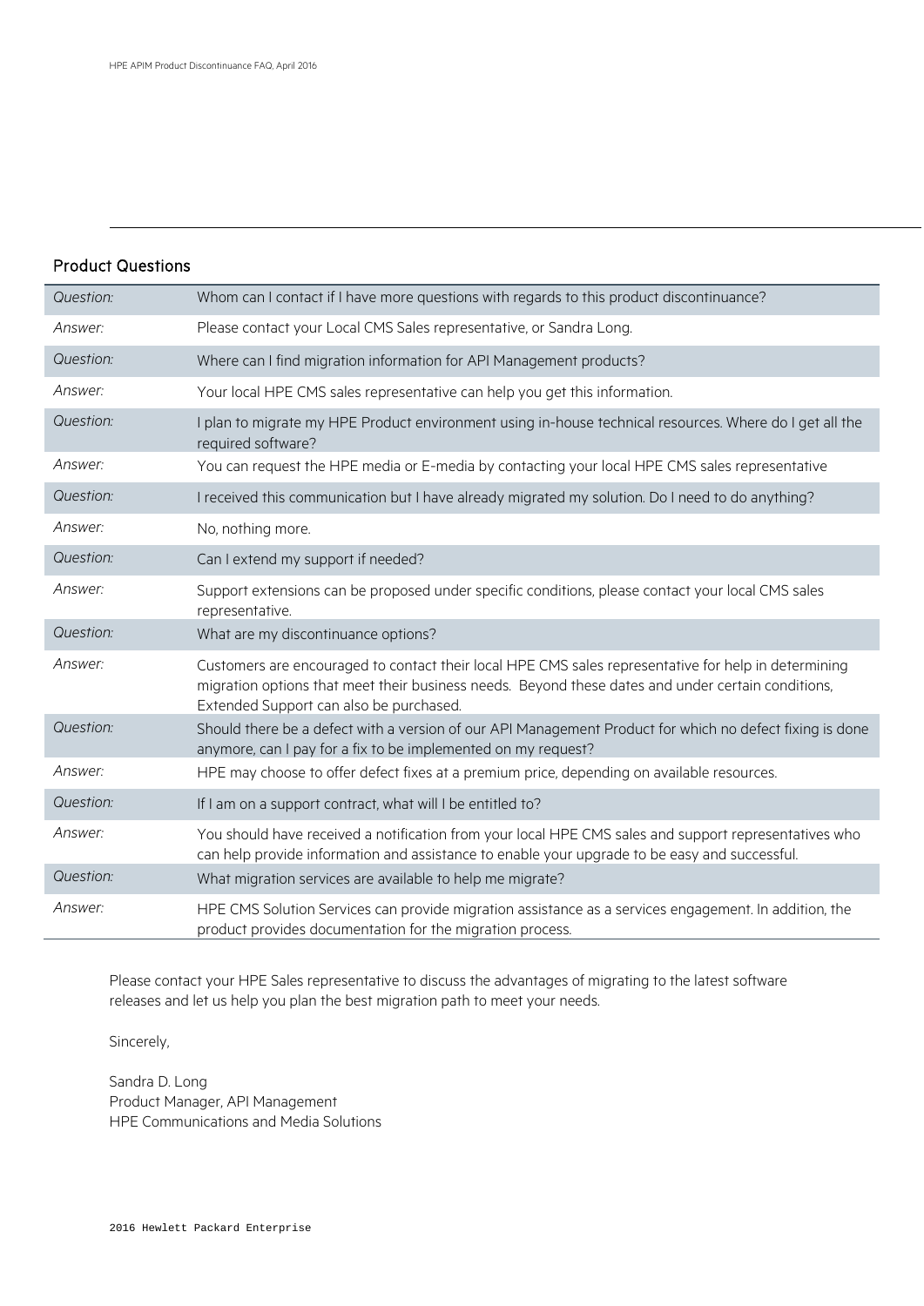## Product Questions

| | |
|---|---|
| *Question:* | Whom can I contact if I have more questions with regards to this product discontinuance? |
| *Answer:* | Please contact your Local CMS Sales representative, or Sandra Long. |
| *Question:* | Where can I find migration information for API Management products? |
| *Answer:* | Your local HPE CMS sales representative can help you get this information. |
| *Question:* | I plan to migrate my HPE Product environment using in-house technical resources. Where do I get all the required software? |
| *Answer:* | You can request the HPE media or E-media by contacting your local HPE CMS sales representative |
| *Question:* | I received this communication but I have already migrated my solution. Do I need to do anything? |
| *Answer:* | No, nothing more. |
| *Question:* | Can I extend my support if needed? |
| *Answer:* | Support extensions can be proposed under specific conditions, please contact your local CMS sales representative. |
| *Question:* | What are my discontinuance options? |
| *Answer:* | Customers are encouraged to contact their local HPE CMS sales representative for help in determining migration options that meet their business needs. Beyond these dates and under certain conditions, Extended Support can also be purchased. |
| *Question:* | Should there be a defect with a version of our API Management Product for which no defect fixing is done anymore, can I pay for a fix to be implemented on my request? |
| *Answer:* | HPE may choose to offer defect fixes at a premium price, depending on available resources. |
| *Question:* | If I am on a support contract, what will I be entitled to? |
| *Answer:* | You should have received a notification from your local HPE CMS sales and support representatives who can help provide information and assistance to enable your upgrade to be easy and successful. |
| *Question:* | What migration services are available to help me migrate? |
| *Answer:* | HPE CMS Solution Services can provide migration assistance as a services engagement. In addition, the product provides documentation for the migration process. |

Please contact your HPE Sales representative to discuss the advantages of migrating to the latest software releases and let us help you plan the best migration path to meet your needs.

Sincerely,

Sandra D. Long
Product Manager, API Management
HPE Communications and Media Solutions